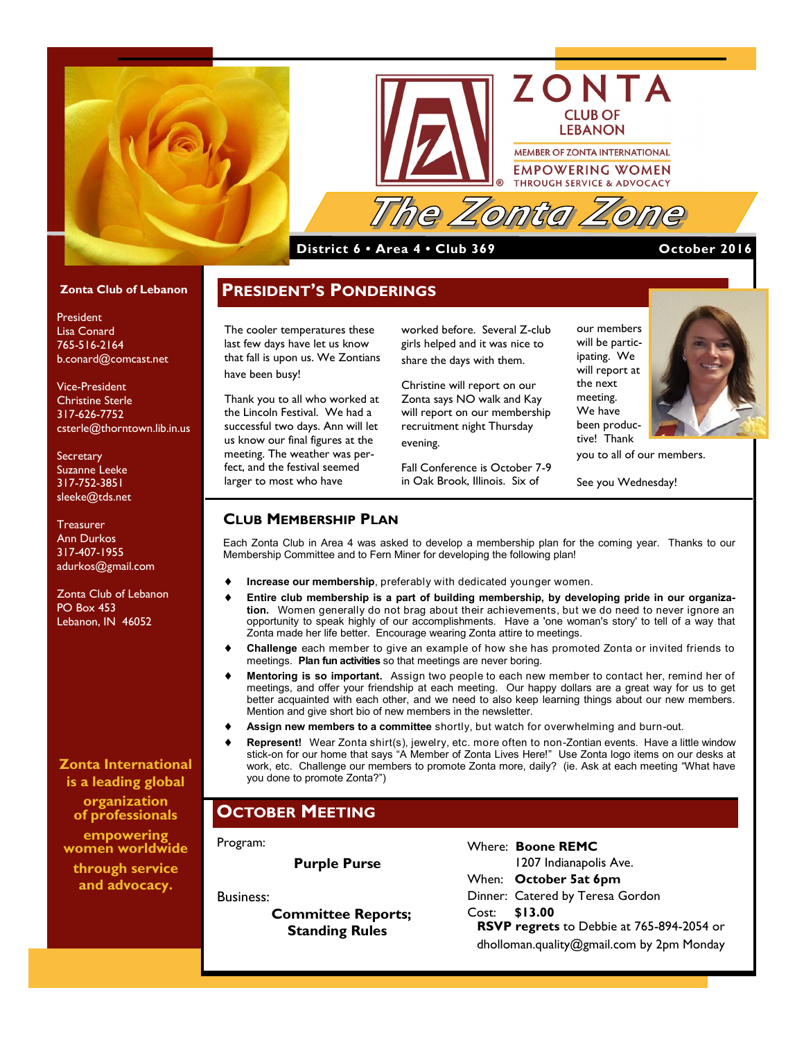# ZONTA CLUB OF LEBANON

MEMBER OF ZONTA INTERNATIONAL
EMPOWERING WOMEN THROUGH SERVICE & ADVOCACY

# The Zonta Zone

**District 6 • Area 4 • Club 369** — **October 2016**

**Zonta Club of Lebanon**

President
Lisa Conard
765-516-2164
b.conard@comcast.net

Vice-President
Christine Sterle
317-626-7752
csterle@thorntown.lib.in.us

Secretary
Suzanne Leeke
317-752-3851
sleeke@tds.net

Treasurer
Ann Durkos
317-407-1955
adurkos@gmail.com

Zonta Club of Lebanon
PO Box 453
Lebanon, IN 46052

**Zonta International is a leading global organization of professionals empowering women worldwide through service and advocacy.**

## President's Ponderings

The cooler temperatures these last few days have let us know that fall is upon us. We Zontians have been busy!

Thank you to all who worked at the Lincoln Festival. We had a successful two days. Ann will let us know our final figures at the meeting. The weather was perfect, and the festival seemed larger to most who have worked before. Several Z-club girls helped and it was nice to share the days with them.

Christine will report on our Zonta says NO walk and Kay will report on our membership recruitment night Thursday evening.

Fall Conference is October 7-9 in Oak Brook, Illinois. Six of our members will be participating. We will report at the next meeting. We have been productive! Thank you to all of our members.

See you Wednesday!

## Club Membership Plan

Each Zonta Club in Area 4 was asked to develop a membership plan for the coming year. Thanks to our Membership Committee and to Fern Miner for developing the following plan!

- **Increase our membership**, preferably with dedicated younger women.
- **Entire club membership is a part of building membership, by developing pride in our organization.** Women generally do not brag about their achievements, but we do need to never ignore an opportunity to speak highly of our accomplishments. Have a 'one woman's story' to tell of a way that Zonta made her life better. Encourage wearing Zonta attire to meetings.
- **Challenge** each member to give an example of how she has promoted Zonta or invited friends to meetings. **Plan fun activities** so that meetings are never boring.
- **Mentoring is so important.** Assign two people to each new member to contact her, remind her of meetings, and offer your friendship at each meeting. Our happy dollars are a great way for us to get better acquainted with each other, and we need to also keep learning things about our new members. Mention and give short bio of new members in the newsletter.
- **Assign new members to a committee** shortly, but watch for overwhelming and burn-out.
- **Represent!** Wear Zonta shirt(s), jewelry, etc. more often to non-Zontian events. Have a little window stick-on for our home that says "A Member of Zonta Lives Here!" Use Zonta logo items on our desks at work, etc. Challenge our members to promote Zonta more, daily? (ie. Ask at each meeting "What have you done to promote Zonta?")

## October Meeting

Program:

**Purple Purse**

Business:

**Committee Reports; Standing Rules**

Where: **Boone REMC**
1207 Indianapolis Ave.
When: **October 5at 6pm**
Dinner: Catered by Teresa Gordon
Cost: **$13.00**
**RSVP regrets** to Debbie at 765-894-2054 or dholloman.quality@gmail.com by 2pm Monday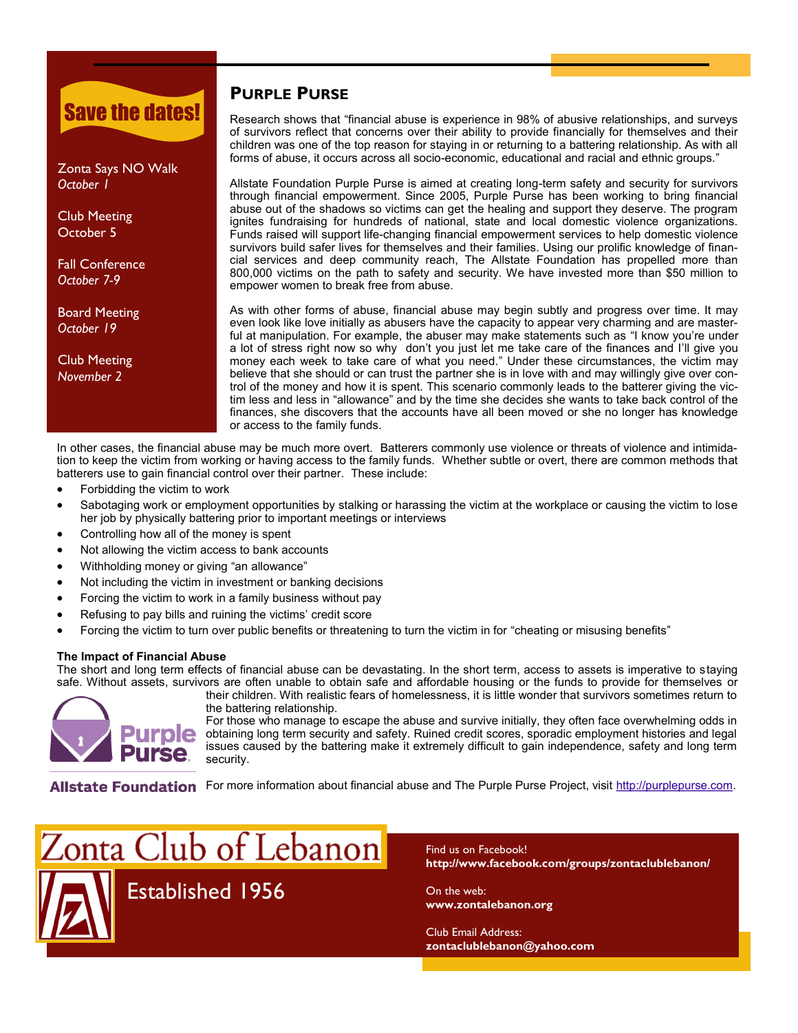## Save the dates!

Zonta Says NO Walk
*October 1*

Club Meeting
October 5

Fall Conference
*October 7-9*

Board Meeting
*October 19*

Club Meeting
*November 2*

## PURPLE PURSE

Research shows that "financial abuse is experience in 98% of abusive relationships, and surveys of survivors reflect that concerns over their ability to provide financially for themselves and their children was one of the top reason for staying in or returning to a battering relationship. As with all forms of abuse, it occurs across all socio-economic, educational and racial and ethnic groups."

Allstate Foundation Purple Purse is aimed at creating long-term safety and security for survivors through financial empowerment. Since 2005, Purple Purse has been working to bring financial abuse out of the shadows so victims can get the healing and support they deserve. The program ignites fundraising for hundreds of national, state and local domestic violence organizations. Funds raised will support life-changing financial empowerment services to help domestic violence survivors build safer lives for themselves and their families. Using our prolific knowledge of financial services and deep community reach, The Allstate Foundation has propelled more than 800,000 victims on the path to safety and security. We have invested more than $50 million to empower women to break free from abuse.

As with other forms of abuse, financial abuse may begin subtly and progress over time. It may even look like love initially as abusers have the capacity to appear very charming and are masterful at manipulation. For example, the abuser may make statements such as "I know you're under a lot of stress right now so why don't you just let me take care of the finances and I'll give you money each week to take care of what you need." Under these circumstances, the victim may believe that she should or can trust the partner she is in love with and may willingly give over control of the money and how it is spent. This scenario commonly leads to the batterer giving the victim less and less in "allowance" and by the time she decides she wants to take back control of the finances, she discovers that the accounts have all been moved or she no longer has knowledge or access to the family funds.

In other cases, the financial abuse may be much more overt. Batterers commonly use violence or threats of violence and intimidation to keep the victim from working or having access to the family funds. Whether subtle or overt, there are common methods that batterers use to gain financial control over their partner. These include:

- Forbidding the victim to work
- Sabotaging work or employment opportunities by stalking or harassing the victim at the workplace or causing the victim to lose her job by physically battering prior to important meetings or interviews
- Controlling how all of the money is spent
- Not allowing the victim access to bank accounts
- Withholding money or giving "an allowance"
- Not including the victim in investment or banking decisions
- Forcing the victim to work in a family business without pay
- Refusing to pay bills and ruining the victims' credit score
- Forcing the victim to turn over public benefits or threatening to turn the victim in for "cheating or misusing benefits"

**The Impact of Financial Abuse**

The short and long term effects of financial abuse can be devastating. In the short term, access to assets is imperative to staying safe. Without assets, survivors are often unable to obtain safe and affordable housing or the funds to provide for themselves or their children. With realistic fears of homelessness, it is little wonder that survivors sometimes return to the battering relationship.

For those who manage to escape the abuse and survive initially, they often face overwhelming odds in obtaining long term security and safety. Ruined credit scores, sporadic employment histories and legal issues caused by the battering make it extremely difficult to gain independence, safety and long term security.

Purple Purse
Allstate Foundation

For more information about financial abuse and The Purple Purse Project, visit http://purplepurse.com.

# Zonta Club of Lebanon

Established 1956

Find us on Facebook!
**http://www.facebook.com/groups/zontaclublebanon/**

On the web:
**www.zontalebanon.org**

Club Email Address:
**zontaclublebanon@yahoo.com**